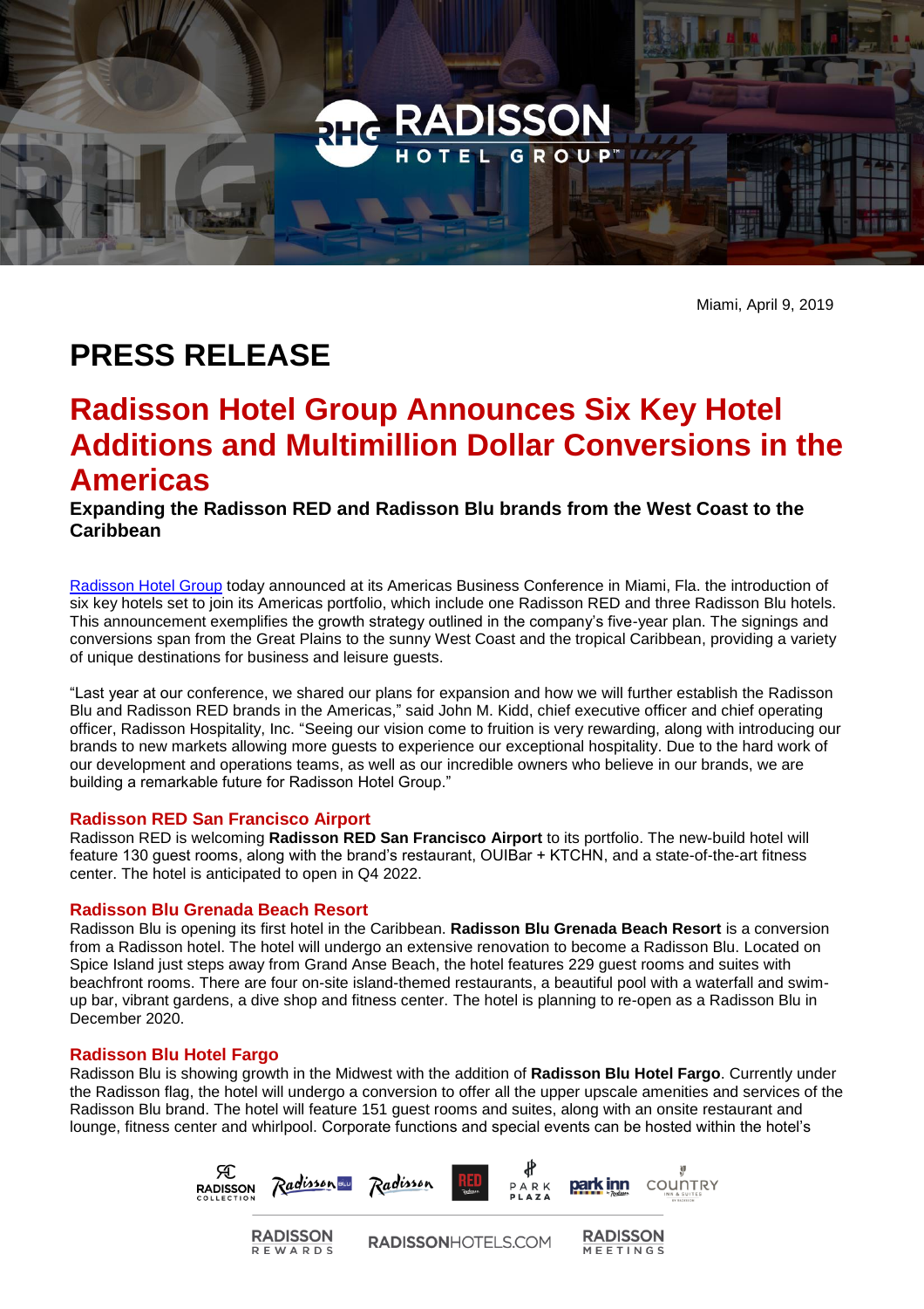Miami, April 9, 2019

# PRESS RELEASE

## Radisson Hotel Group Announces Six Key Hotel Additions and Multimillion Dollar Conversions in the Americas

**Expanding the Radisson RED and Radisson Blu brands from the West Coast to the Caribbean**

Radisson Hotel Group today announced at its Americas Business Conference in Miami, Fla. the introduction of six key hotels set to join its Americas portfolio, which include one Radisson RED and three Radisson Blu hotels. This announcement exemplifies the growth strategy outlined in the company's five-year plan. The signings and conversions span from the Great Plains to the sunny West Coast and the tropical Caribbean, providing a variety of unique destinations for business and leisure guests.

"Last year at our conference, we shared our plans for expansion and how we will further establish the Radisson Blu and Radisson RED brands in the Americas," said John M. Kidd, chief executive officer and chief operating officer, Radisson Hospitality, Inc. "Seeing our vision come to fruition is very rewarding, along with introducing our brands to new markets allowing more guests to experience our exceptional hospitality. Due to the hard work of our development and operations teams, as well as our incredible owners who believe in our brands, we are building a remarkable future for Radisson Hotel Group."

### Radisson RED San Francisco Airport

Radisson RED is welcoming **Radisson RED San Francisco Airport** to its portfolio. The new-build hotel will feature 130 guest rooms, along with the brand's restaurant, OUIBar + KTCHN, and a state-of-the-art fitness center. The hotel is anticipated to open in Q4 2022.

### Radisson Blu Grenada Beach Resort

Radisson Blu is opening its first hotel in the Caribbean. **Radisson Blu Grenada Beach Resort** is a conversion from a Radisson hotel. The hotel will undergo an extensive renovation to become a Radisson Blu. Located on Spice Island just steps away from Grand Anse Beach, the hotel features 229 guest rooms and suites with beachfront rooms. There are four on-site island-themed restaurants, a beautiful pool with a waterfall and swim-up bar, vibrant gardens, a dive shop and fitness center. The hotel is planning to re-open as a Radisson Blu in December 2020.

### Radisson Blu Hotel Fargo

Radisson Blu is showing growth in the Midwest with the addition of **Radisson Blu Hotel Fargo**. Currently under the Radisson flag, the hotel will undergo a conversion to offer all the upper upscale amenities and services of the Radisson Blu brand. The hotel will feature 151 guest rooms and suites, along with an onsite restaurant and lounge, fitness center and whirlpool. Corporate functions and special events can be hosted within the hotel's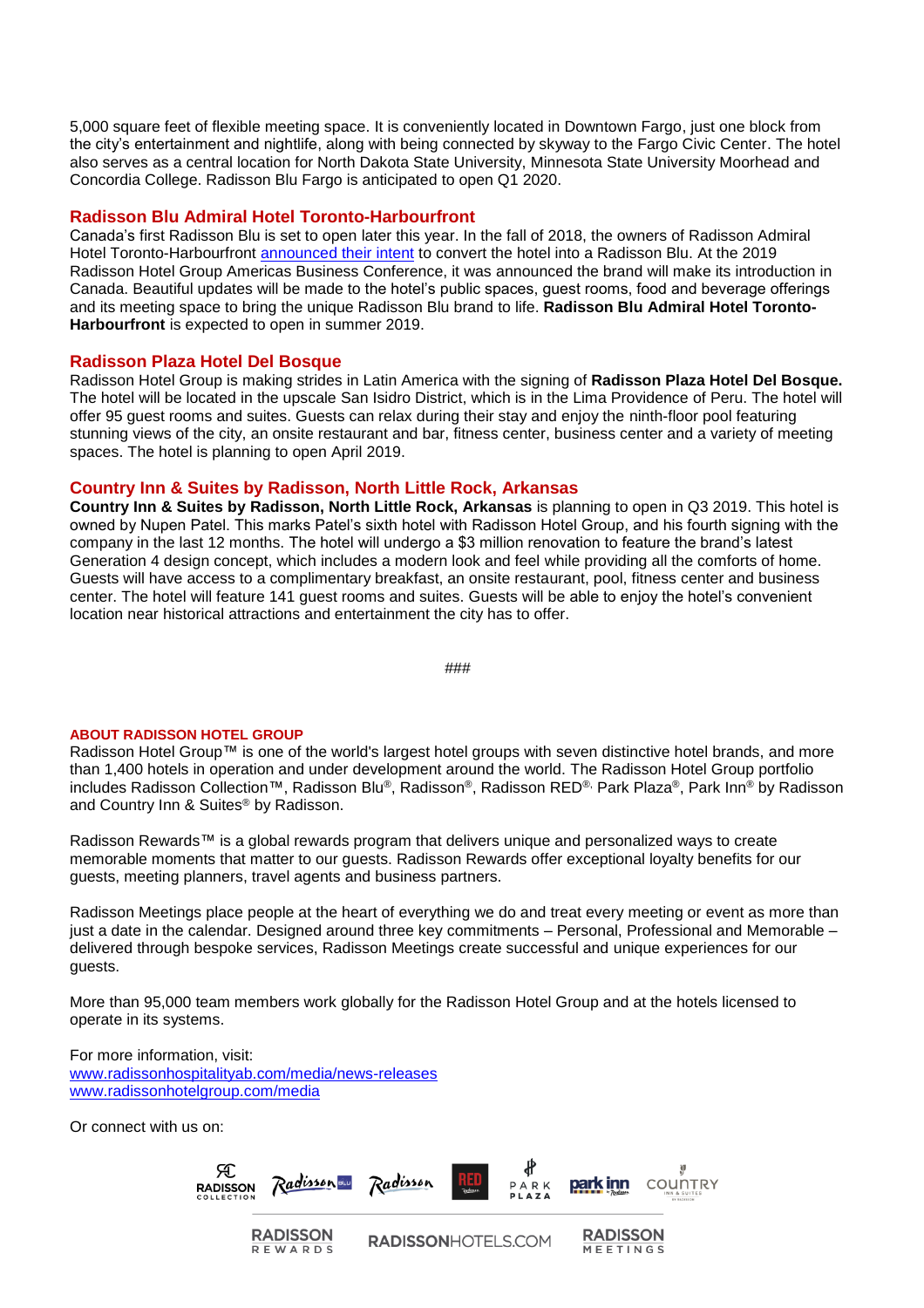5,000 square feet of flexible meeting space. It is conveniently located in Downtown Fargo, just one block from the city's entertainment and nightlife, along with being connected by skyway to the Fargo Civic Center. The hotel also serves as a central location for North Dakota State University, Minnesota State University Moorhead and Concordia College. Radisson Blu Fargo is anticipated to open Q1 2020.

## Radisson Blu Admiral Hotel Toronto-Harbourfront

Canada's first Radisson Blu is set to open later this year. In the fall of 2018, the owners of Radisson Admiral Hotel Toronto-Harbourfront announced their intent to convert the hotel into a Radisson Blu. At the 2019 Radisson Hotel Group Americas Business Conference, it was announced the brand will make its introduction in Canada. Beautiful updates will be made to the hotel's public spaces, guest rooms, food and beverage offerings and its meeting space to bring the unique Radisson Blu brand to life. **Radisson Blu Admiral Hotel Toronto-Harbourfront** is expected to open in summer 2019.

## Radisson Plaza Hotel Del Bosque

Radisson Hotel Group is making strides in Latin America with the signing of **Radisson Plaza Hotel Del Bosque.** The hotel will be located in the upscale San Isidro District, which is in the Lima Providence of Peru. The hotel will offer 95 guest rooms and suites. Guests can relax during their stay and enjoy the ninth-floor pool featuring stunning views of the city, an onsite restaurant and bar, fitness center, business center and a variety of meeting spaces. The hotel is planning to open April 2019.

## Country Inn & Suites by Radisson, North Little Rock, Arkansas

**Country Inn & Suites by Radisson, North Little Rock, Arkansas** is planning to open in Q3 2019. This hotel is owned by Nupen Patel. This marks Patel's sixth hotel with Radisson Hotel Group, and his fourth signing with the company in the last 12 months. The hotel will undergo a $3 million renovation to feature the brand's latest Generation 4 design concept, which includes a modern look and feel while providing all the comforts of home. Guests will have access to a complimentary breakfast, an onsite restaurant, pool, fitness center and business center. The hotel will feature 141 guest rooms and suites. Guests will be able to enjoy the hotel's convenient location near historical attractions and entertainment the city has to offer.

###

**ABOUT RADISSON HOTEL GROUP**

Radisson Hotel Group™ is one of the world's largest hotel groups with seven distinctive hotel brands, and more than 1,400 hotels in operation and under development around the world. The Radisson Hotel Group portfolio includes Radisson Collection™, Radisson Blu®, Radisson®, Radisson RED®, Park Plaza®, Park Inn® by Radisson and Country Inn & Suites® by Radisson.

Radisson Rewards™ is a global rewards program that delivers unique and personalized ways to create memorable moments that matter to our guests. Radisson Rewards offer exceptional loyalty benefits for our guests, meeting planners, travel agents and business partners.

Radisson Meetings place people at the heart of everything we do and treat every meeting or event as more than just a date in the calendar. Designed around three key commitments – Personal, Professional and Memorable – delivered through bespoke services, Radisson Meetings create successful and unique experiences for our guests.

More than 95,000 team members work globally for the Radisson Hotel Group and at the hotels licensed to operate in its systems.

For more information, visit:
www.radissonhospitalityab.com/media/news-releases
www.radissonhotelgroup.com/media

Or connect with us on: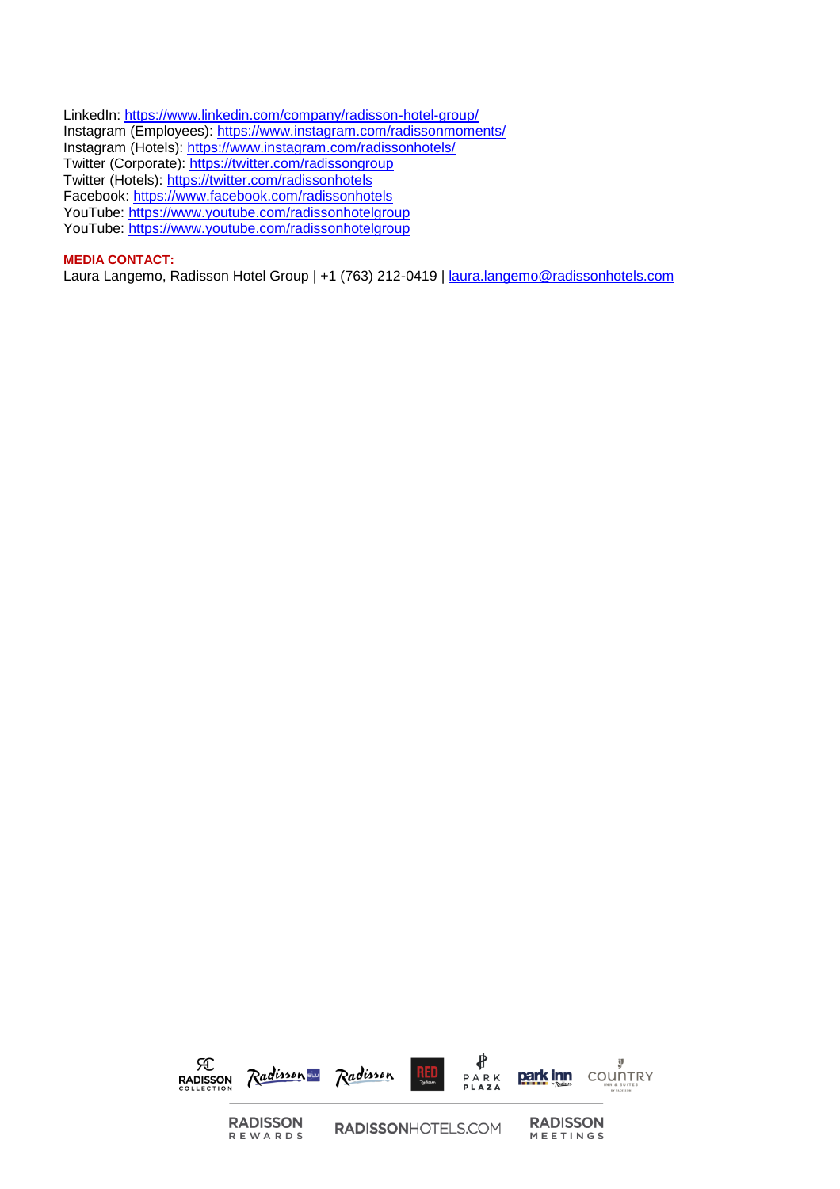LinkedIn: https://www.linkedin.com/company/radisson-hotel-group/
Instagram (Employees): https://www.instagram.com/radissonmoments/
Instagram (Hotels): https://www.instagram.com/radissonhotels/
Twitter (Corporate): https://twitter.com/radissongroup
Twitter (Hotels): https://twitter.com/radissonhotels
Facebook: https://www.facebook.com/radissonhotels
YouTube: https://www.youtube.com/radissonhotelgroup
YouTube: https://www.youtube.com/radissonhotelgroup

**MEDIA CONTACT:**
Laura Langemo, Radisson Hotel Group | +1 (763) 212-0419 | laura.langemo@radissonhotels.com